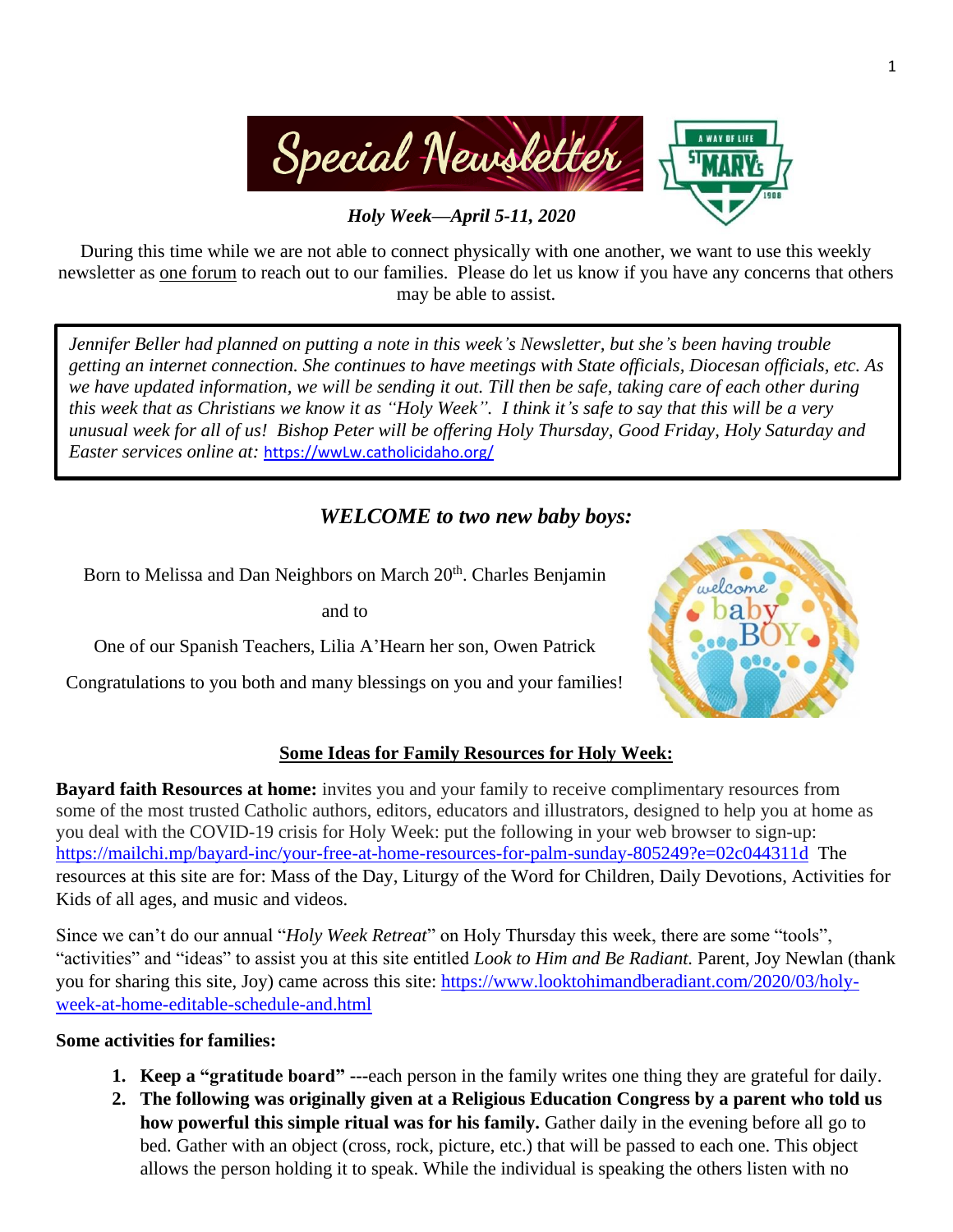# Special Newsletter

*Holy Week—April 5-11, 2020*

During this time while we are not able to connect physically with one another, we want to use this weekly newsletter as one forum to reach out to our families. Please do let us know if you have any concerns that others may be able to assist.

*Jennifer Beller had planned on putting a note in this week's Newsletter, but she's been having trouble getting an internet connection. She continues to have meetings with State officials, Diocesan officials, etc. As we have updated information, we will be sending it out. Till then be safe, taking care of each other during this week that as Christians we know it as "Holy Week". I think it's safe to say that this will be a very unusual week for all of us! Bishop Peter will be offering Holy Thursday, Good Friday, Holy Saturday and Easter services online at:* https://wwLw.catholicidaho.org/

## *WELCOME to two new baby boys:*

Born to Melissa and Dan Neighbors on March 20th. Charles Benjamin

and to

One of our Spanish Teachers, Lilia A'Hearn her son, Owen Patrick

Congratulations to you both and many blessings on you and your families!

## Some Ideas for Family Resources for Holy Week:

**Bayard faith Resources at home:** invites you and your family to receive complimentary resources from some of the most trusted Catholic authors, editors, educators and illustrators, designed to help you at home as you deal with the COVID-19 crisis for Holy Week: put the following in your web browser to sign-up: https://mailchi.mp/bayard-inc/your-free-at-home-resources-for-palm-sunday-805249?e=02c044311d The resources at this site are for: Mass of the Day, Liturgy of the Word for Children, Daily Devotions, Activities for Kids of all ages, and music and videos.

Since we can't do our annual "*Holy Week Retreat*" on Holy Thursday this week, there are some "tools", "activities" and "ideas" to assist you at this site entitled *Look to Him and Be Radiant.* Parent, Joy Newlan (thank you for sharing this site, Joy) came across this site: https://www.looktohimandberadiant.com/2020/03/holy-week-at-home-editable-schedule-and.html

**Some activities for families:**

1. **Keep a "gratitude board" ---**each person in the family writes one thing they are grateful for daily.
2. **The following was originally given at a Religious Education Congress by a parent who told us how powerful this simple ritual was for his family.** Gather daily in the evening before all go to bed. Gather with an object (cross, rock, picture, etc.) that will be passed to each one. This object allows the person holding it to speak. While the individual is speaking the others listen with no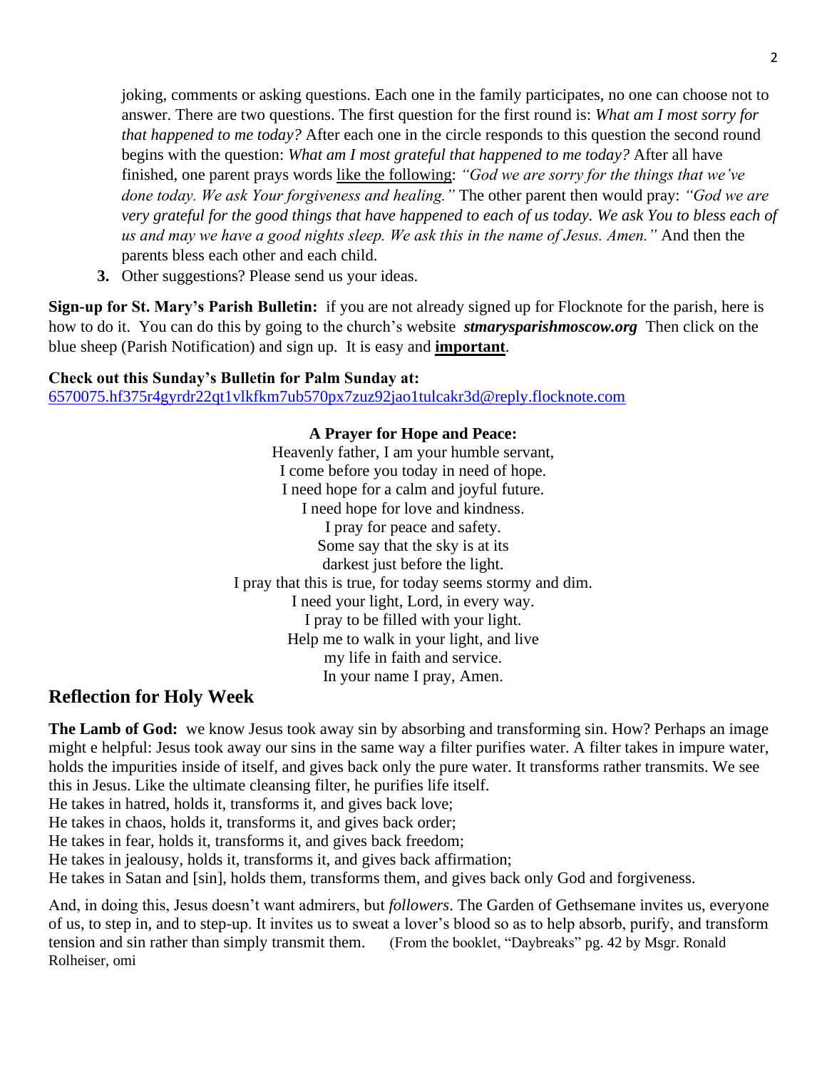joking, comments or asking questions. Each one in the family participates, no one can choose not to answer. There are two questions. The first question for the first round is: *What am I most sorry for that happened to me today?* After each one in the circle responds to this question the second round begins with the question: *What am I most grateful that happened to me today?* After all have finished, one parent prays words like the following: *"God we are sorry for the things that we've done today. We ask Your forgiveness and healing."* The other parent then would pray: *"God we are very grateful for the good things that have happened to each of us today. We ask You to bless each of us and may we have a good nights sleep. We ask this in the name of Jesus. Amen."* And then the parents bless each other and each child.

3. Other suggestions? Please send us your ideas.

**Sign-up for St. Mary's Parish Bulletin:** if you are not already signed up for Flocknote for the parish, here is how to do it. You can do this by going to the church's website ***stmarysparishmoscow.org*** Then click on the blue sheep (Parish Notification) and sign up. It is easy and **important**.

**Check out this Sunday's Bulletin for Palm Sunday at:**
6570075.hf375r4gyrdr22qt1vlkfkm7ub570px7zuz92jao1tulcakr3d@reply.flocknote.com

**A Prayer for Hope and Peace:**

Heavenly father, I am your humble servant,
I come before you today in need of hope.
I need hope for a calm and joyful future.
I need hope for love and kindness.
I pray for peace and safety.
Some say that the sky is at its
darkest just before the light.
I pray that this is true, for today seems stormy and dim.
I need your light, Lord, in every way.
I pray to be filled with your light.
Help me to walk in your light, and live
my life in faith and service.
In your name I pray, Amen.

## Reflection for Holy Week

**The Lamb of God:** we know Jesus took away sin by absorbing and transforming sin. How? Perhaps an image might e helpful: Jesus took away our sins in the same way a filter purifies water. A filter takes in impure water, holds the impurities inside of itself, and gives back only the pure water. It transforms rather transmits. We see this in Jesus. Like the ultimate cleansing filter, he purifies life itself.
He takes in hatred, holds it, transforms it, and gives back love;
He takes in chaos, holds it, transforms it, and gives back order;
He takes in fear, holds it, transforms it, and gives back freedom;
He takes in jealousy, holds it, transforms it, and gives back affirmation;
He takes in Satan and [sin], holds them, transforms them, and gives back only God and forgiveness.

And, in doing this, Jesus doesn't want admirers, but *followers*. The Garden of Gethsemane invites us, everyone of us, to step in, and to step-up. It invites us to sweat a lover's blood so as to help absorb, purify, and transform tension and sin rather than simply transmit them. (From the booklet, "Daybreaks" pg. 42 by Msgr. Ronald Rolheiser, omi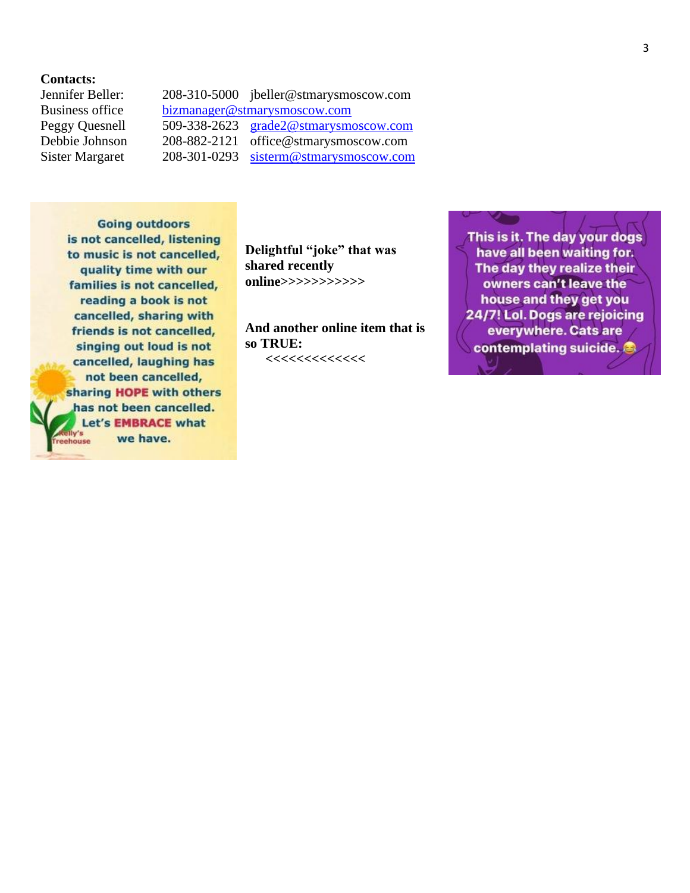**Contacts:**

| | | |
|---|---|---|
| Jennifer Beller: | 208-310-5000 | jbeller@stmarysmoscow.com |
| Business office | bizmanager@stmarysmoscow.com | |
| Peggy Quesnell | 509-338-2623 | grade2@stmarysmoscow.com |
| Debbie Johnson | 208-882-2121 | office@stmarysmoscow.com |
| Sister Margaret | 208-301-0293 | sisterm@stmarysmoscow.com |

Going outdoors is not cancelled, listening to music is not cancelled, quality time with our families is not cancelled, reading a book is not cancelled, sharing with friends is not cancelled, singing out loud is not cancelled, laughing has not been cancelled, sharing HOPE with others has not been cancelled. Let's EMBRACE what we have.

Kelly's Treehouse

**Delightful "joke" that was shared recently online>>>>>>>>>>>**

**And another online item that is so TRUE:**

<<<<<<<<<<<<<

This is it. The day your dogs have all been waiting for. The day they realize their owners can't leave the house and they get you 24/7! Lol. Dogs are rejoicing everywhere. Cats are contemplating suicide. 😂